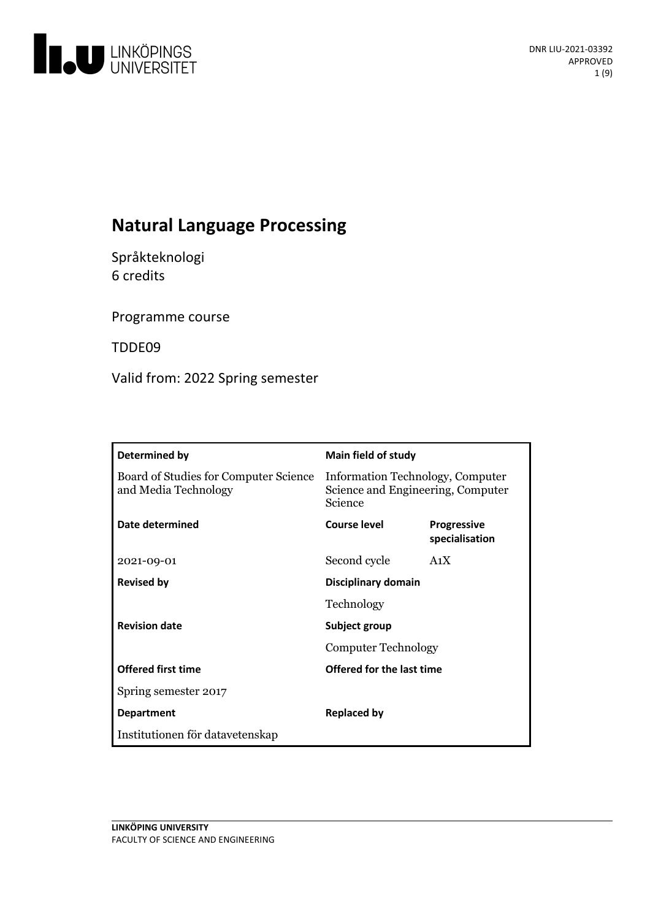# Natural Language Processing

Språkteknologi
6 credits

Programme course

TDDE09

Valid from: 2022 Spring semester

| Determined by | Main field of study | |
|---|---|---|
| Board of Studies for Computer Science and Media Technology | Information Technology, Computer Science and Engineering, Computer Science | |
| **Date determined** | **Course level** | **Progressive specialisation** |
| 2021-09-01 | Second cycle | A1X |
| **Revised by** | **Disciplinary domain** | |
| | Technology | |
| **Revision date** | **Subject group** | |
| | Computer Technology | |
| **Offered first time** | **Offered for the last time** | |
| Spring semester 2017 | | |
| **Department** | **Replaced by** | |
| Institutionen för datavetenskap | | |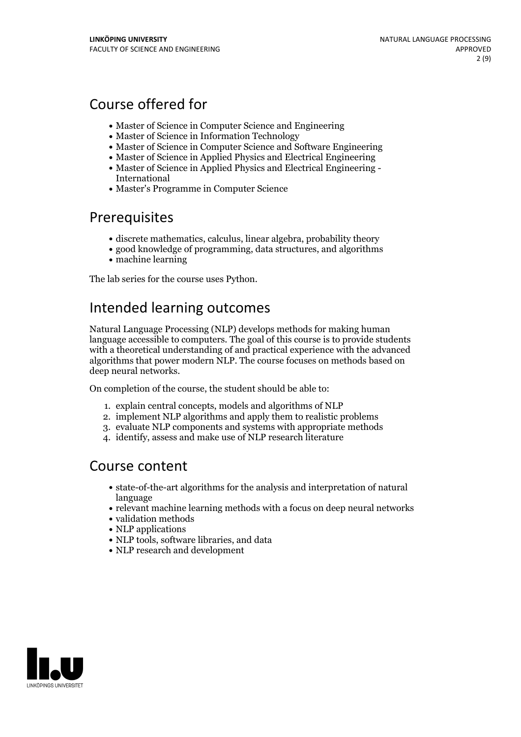## Course offered for

- Master of Science in Computer Science and Engineering
- Master of Science in Information Technology
- Master of Science in Computer Science and Software Engineering
- Master of Science in Applied Physics and Electrical Engineering
- Master of Science in Applied Physics and Electrical Engineering - International
- Master's Programme in Computer Science

## Prerequisites

- discrete mathematics, calculus, linear algebra, probability theory
- good knowledge of programming, data structures, and algorithms
- machine learning

The lab series for the course uses Python.

## Intended learning outcomes

Natural Language Processing (NLP) develops methods for making human language accessible to computers. The goal of this course is to provide students with a theoretical understanding of and practical experience with the advanced algorithms that power modern NLP. The course focuses on methods based on deep neural networks.

On completion of the course, the student should be able to:

1. explain central concepts, models and algorithms of NLP
2. implement NLP algorithms and apply them to realistic problems
3. evaluate NLP components and systems with appropriate methods
4. identify, assess and make use of NLP research literature

## Course content

- state-of-the-art algorithms for the analysis and interpretation of natural language
- relevant machine learning methods with a focus on deep neural networks
- validation methods
- NLP applications
- NLP tools, software libraries, and data
- NLP research and development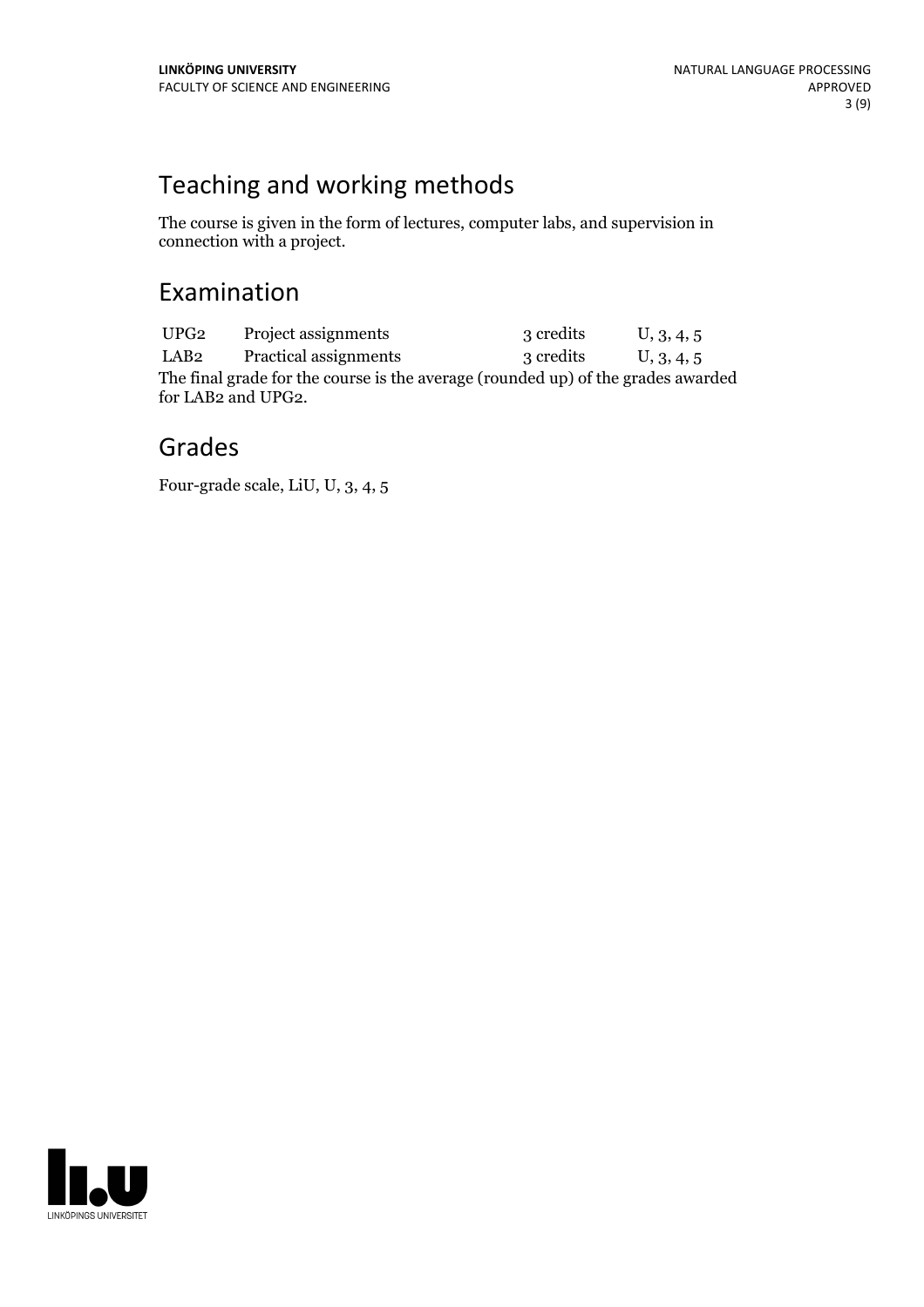## Teaching and working methods

The course is given in the form of lectures, computer labs, and supervision in connection with a project.

## Examination

| | | | |
|---|---|---|---|
| UPG2 | Project assignments | 3 credits | U, 3, 4, 5 |
| LAB2 | Practical assignments | 3 credits | U, 3, 4, 5 |

The final grade for the course is the average (rounded up) of the grades awarded for LAB2 and UPG2.

## Grades

Four-grade scale, LiU, U, 3, 4, 5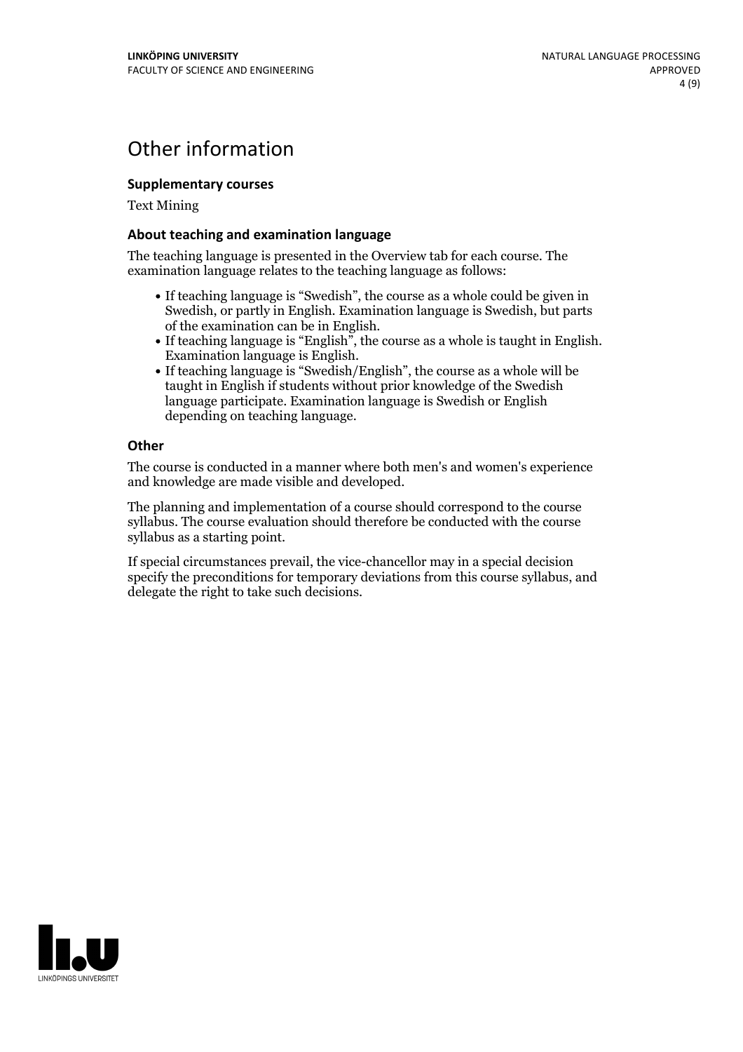# Other information

### Supplementary courses

Text Mining

### About teaching and examination language

The teaching language is presented in the Overview tab for each course. The examination language relates to the teaching language as follows:

- If teaching language is "Swedish", the course as a whole could be given in Swedish, or partly in English. Examination language is Swedish, but parts of the examination can be in English.
- If teaching language is "English", the course as a whole is taught in English. Examination language is English.
- If teaching language is "Swedish/English", the course as a whole will be taught in English if students without prior knowledge of the Swedish language participate. Examination language is Swedish or English depending on teaching language.

### Other

The course is conducted in a manner where both men's and women's experience and knowledge are made visible and developed.

The planning and implementation of a course should correspond to the course syllabus. The course evaluation should therefore be conducted with the course syllabus as a starting point.

If special circumstances prevail, the vice-chancellor may in a special decision specify the preconditions for temporary deviations from this course syllabus, and delegate the right to take such decisions.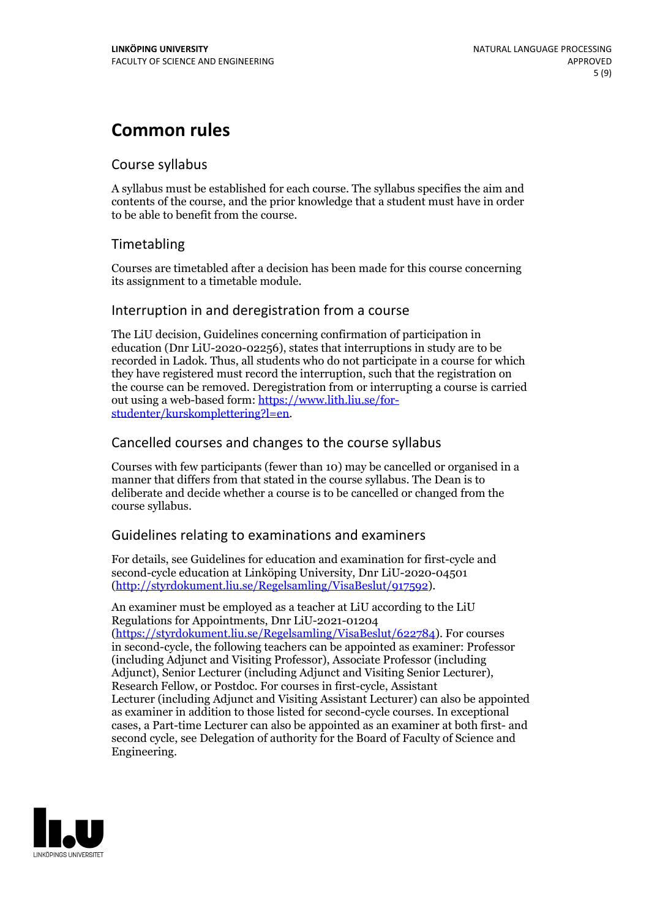# Common rules

## Course syllabus

A syllabus must be established for each course. The syllabus specifies the aim and contents of the course, and the prior knowledge that a student must have in order to be able to benefit from the course.

## Timetabling

Courses are timetabled after a decision has been made for this course concerning its assignment to a timetable module.

## Interruption in and deregistration from a course

The LiU decision, Guidelines concerning confirmation of participation in education (Dnr LiU-2020-02256), states that interruptions in study are to be recorded in Ladok. Thus, all students who do not participate in a course for which they have registered must record the interruption, such that the registration on the course can be removed. Deregistration from or interrupting a course is carried out using a web-based form: [https://www.lith.liu.se/for-studenter/kurskomplettering?l=en](https://www.lith.liu.se/for-studenter/kurskomplettering?l=en).

## Cancelled courses and changes to the course syllabus

Courses with few participants (fewer than 10) may be cancelled or organised in a manner that differs from that stated in the course syllabus. The Dean is to deliberate and decide whether a course is to be cancelled or changed from the course syllabus.

## Guidelines relating to examinations and examiners

For details, see Guidelines for education and examination for first-cycle and second-cycle education at Linköping University, Dnr LiU-2020-04501 ([http://styrdokument.liu.se/Regelsamling/VisaBeslut/917592](http://styrdokument.liu.se/Regelsamling/VisaBeslut/917592)).

An examiner must be employed as a teacher at LiU according to the LiU Regulations for Appointments, Dnr LiU-2021-01204 ([https://styrdokument.liu.se/Regelsamling/VisaBeslut/622784](https://styrdokument.liu.se/Regelsamling/VisaBeslut/622784)). For courses in second-cycle, the following teachers can be appointed as examiner: Professor (including Adjunct and Visiting Professor), Associate Professor (including Adjunct), Senior Lecturer (including Adjunct and Visiting Senior Lecturer), Research Fellow, or Postdoc. For courses in first-cycle, Assistant Lecturer (including Adjunct and Visiting Assistant Lecturer) can also be appointed as examiner in addition to those listed for second-cycle courses. In exceptional cases, a Part-time Lecturer can also be appointed as an examiner at both first- and second cycle, see Delegation of authority for the Board of Faculty of Science and Engineering.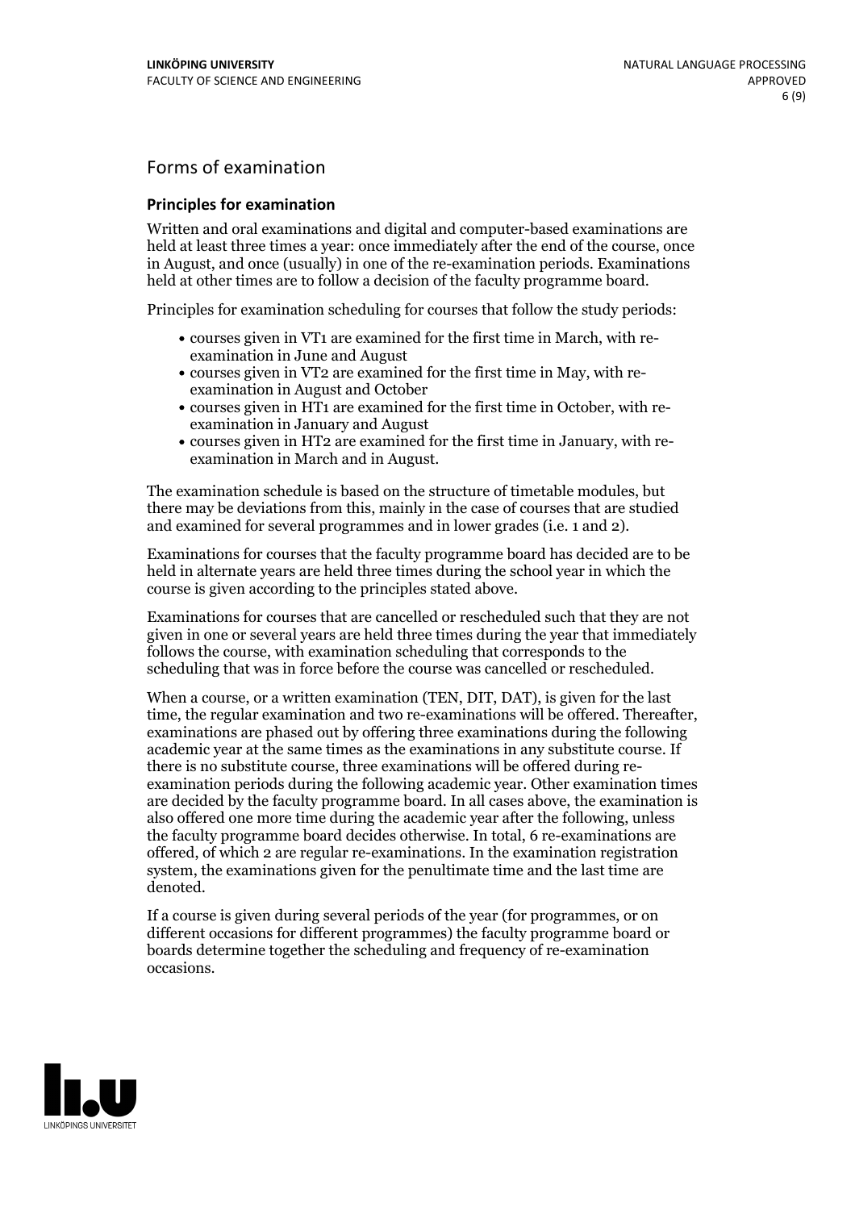## Forms of examination

### Principles for examination

Written and oral examinations and digital and computer-based examinations are held at least three times a year: once immediately after the end of the course, once in August, and once (usually) in one of the re-examination periods. Examinations held at other times are to follow a decision of the faculty programme board.

Principles for examination scheduling for courses that follow the study periods:

- courses given in VT1 are examined for the first time in March, with re-examination in June and August
- courses given in VT2 are examined for the first time in May, with re-examination in August and October
- courses given in HT1 are examined for the first time in October, with re-examination in January and August
- courses given in HT2 are examined for the first time in January, with re-examination in March and in August.

The examination schedule is based on the structure of timetable modules, but there may be deviations from this, mainly in the case of courses that are studied and examined for several programmes and in lower grades (i.e. 1 and 2).

Examinations for courses that the faculty programme board has decided are to be held in alternate years are held three times during the school year in which the course is given according to the principles stated above.

Examinations for courses that are cancelled or rescheduled such that they are not given in one or several years are held three times during the year that immediately follows the course, with examination scheduling that corresponds to the scheduling that was in force before the course was cancelled or rescheduled.

When a course, or a written examination (TEN, DIT, DAT), is given for the last time, the regular examination and two re-examinations will be offered. Thereafter, examinations are phased out by offering three examinations during the following academic year at the same times as the examinations in any substitute course. If there is no substitute course, three examinations will be offered during re-examination periods during the following academic year. Other examination times are decided by the faculty programme board. In all cases above, the examination is also offered one more time during the academic year after the following, unless the faculty programme board decides otherwise. In total, 6 re-examinations are offered, of which 2 are regular re-examinations. In the examination registration system, the examinations given for the penultimate time and the last time are denoted.

If a course is given during several periods of the year (for programmes, or on different occasions for different programmes) the faculty programme board or boards determine together the scheduling and frequency of re-examination occasions.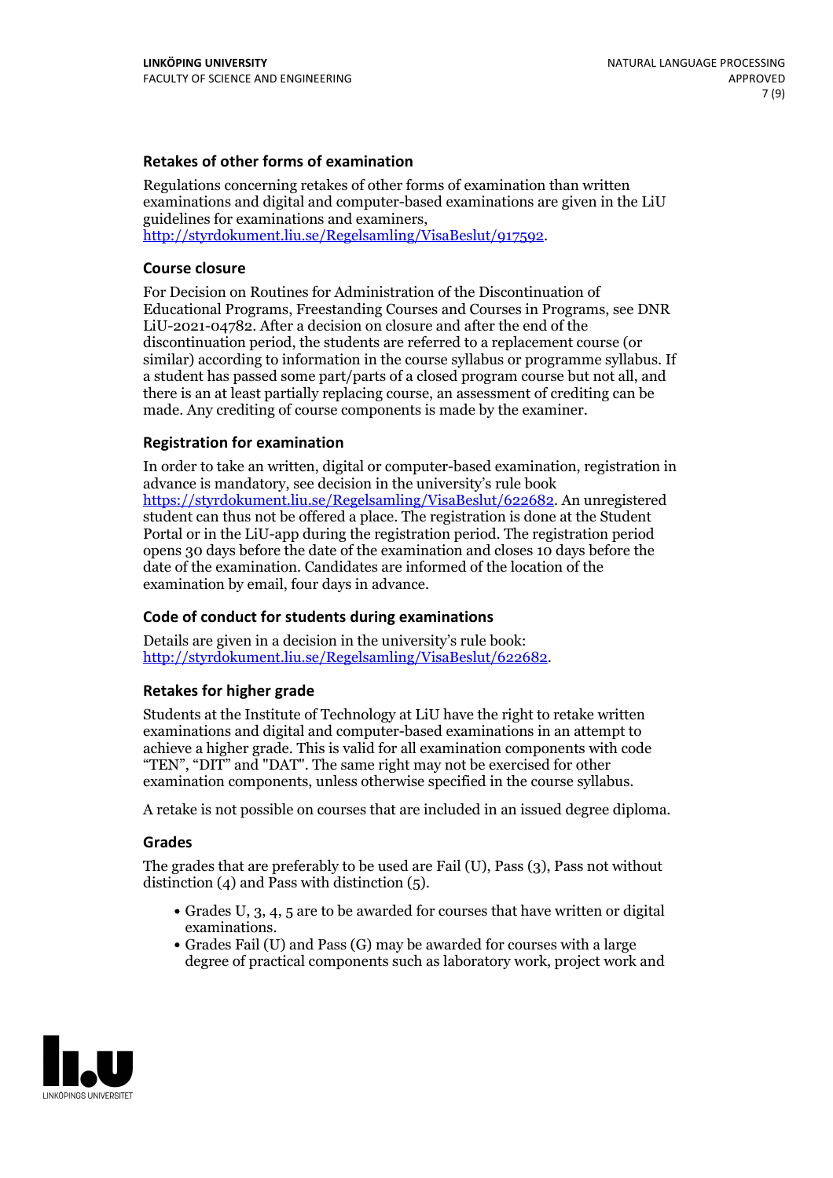### Retakes of other forms of examination

Regulations concerning retakes of other forms of examination than written examinations and digital and computer-based examinations are given in the LiU guidelines for examinations and examiners, http://styrdokument.liu.se/Regelsamling/VisaBeslut/917592.

### Course closure

For Decision on Routines for Administration of the Discontinuation of Educational Programs, Freestanding Courses and Courses in Programs, see DNR LiU-2021-04782. After a decision on closure and after the end of the discontinuation period, the students are referred to a replacement course (or similar) according to information in the course syllabus or programme syllabus. If a student has passed some part/parts of a closed program course but not all, and there is an at least partially replacing course, an assessment of crediting can be made. Any crediting of course components is made by the examiner.

### Registration for examination

In order to take an written, digital or computer-based examination, registration in advance is mandatory, see decision in the university's rule book https://styrdokument.liu.se/Regelsamling/VisaBeslut/622682. An unregistered student can thus not be offered a place. The registration is done at the Student Portal or in the LiU-app during the registration period. The registration period opens 30 days before the date of the examination and closes 10 days before the date of the examination. Candidates are informed of the location of the examination by email, four days in advance.

### Code of conduct for students during examinations

Details are given in a decision in the university's rule book: http://styrdokument.liu.se/Regelsamling/VisaBeslut/622682.

### Retakes for higher grade

Students at the Institute of Technology at LiU have the right to retake written examinations and digital and computer-based examinations in an attempt to achieve a higher grade. This is valid for all examination components with code "TEN", "DIT" and "DAT". The same right may not be exercised for other examination components, unless otherwise specified in the course syllabus.

A retake is not possible on courses that are included in an issued degree diploma.

### Grades

The grades that are preferably to be used are Fail (U), Pass (3), Pass not without distinction (4) and Pass with distinction (5).

- Grades U, 3, 4, 5 are to be awarded for courses that have written or digital examinations.
- Grades Fail (U) and Pass (G) may be awarded for courses with a large degree of practical components such as laboratory work, project work and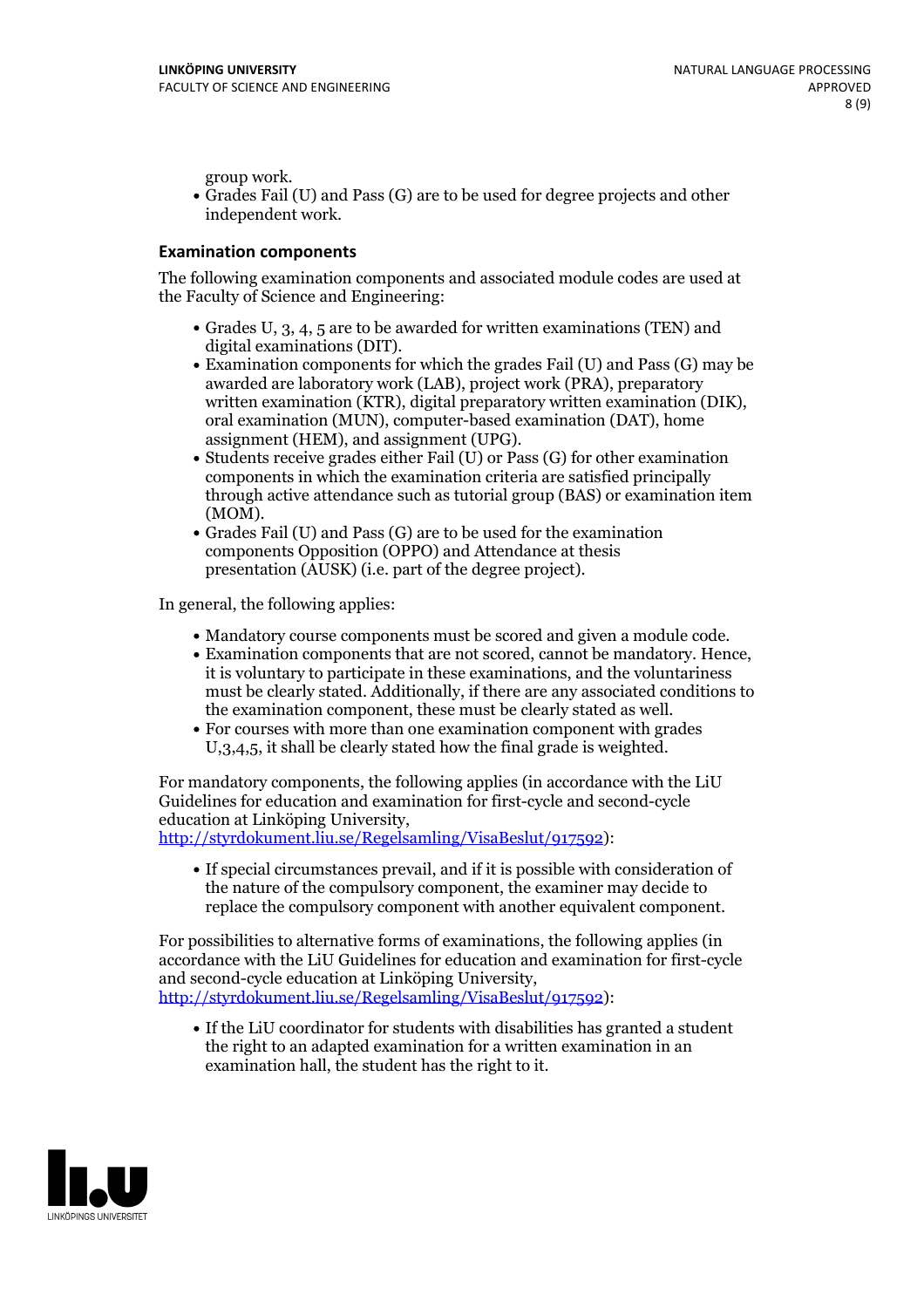group work.

- Grades Fail (U) and Pass (G) are to be used for degree projects and other independent work.

### Examination components

The following examination components and associated module codes are used at the Faculty of Science and Engineering:

- Grades U, 3, 4, 5 are to be awarded for written examinations (TEN) and digital examinations (DIT).
- Examination components for which the grades Fail (U) and Pass (G) may be awarded are laboratory work (LAB), project work (PRA), preparatory written examination (KTR), digital preparatory written examination (DIK), oral examination (MUN), computer-based examination (DAT), home assignment (HEM), and assignment (UPG).
- Students receive grades either Fail (U) or Pass (G) for other examination components in which the examination criteria are satisfied principally through active attendance such as tutorial group (BAS) or examination item (MOM).
- Grades Fail (U) and Pass (G) are to be used for the examination components Opposition (OPPO) and Attendance at thesis presentation (AUSK) (i.e. part of the degree project).

In general, the following applies:

- Mandatory course components must be scored and given a module code.
- Examination components that are not scored, cannot be mandatory. Hence, it is voluntary to participate in these examinations, and the voluntariness must be clearly stated. Additionally, if there are any associated conditions to the examination component, these must be clearly stated as well.
- For courses with more than one examination component with grades U,3,4,5, it shall be clearly stated how the final grade is weighted.

For mandatory components, the following applies (in accordance with the LiU Guidelines for education and examination for first-cycle and second-cycle education at Linköping University, http://styrdokument.liu.se/Regelsamling/VisaBeslut/917592):

- If special circumstances prevail, and if it is possible with consideration of the nature of the compulsory component, the examiner may decide to replace the compulsory component with another equivalent component.

For possibilities to alternative forms of examinations, the following applies (in accordance with the LiU Guidelines for education and examination for first-cycle and second-cycle education at Linköping University, http://styrdokument.liu.se/Regelsamling/VisaBeslut/917592):

- If the LiU coordinator for students with disabilities has granted a student the right to an adapted examination for a written examination in an examination hall, the student has the right to it.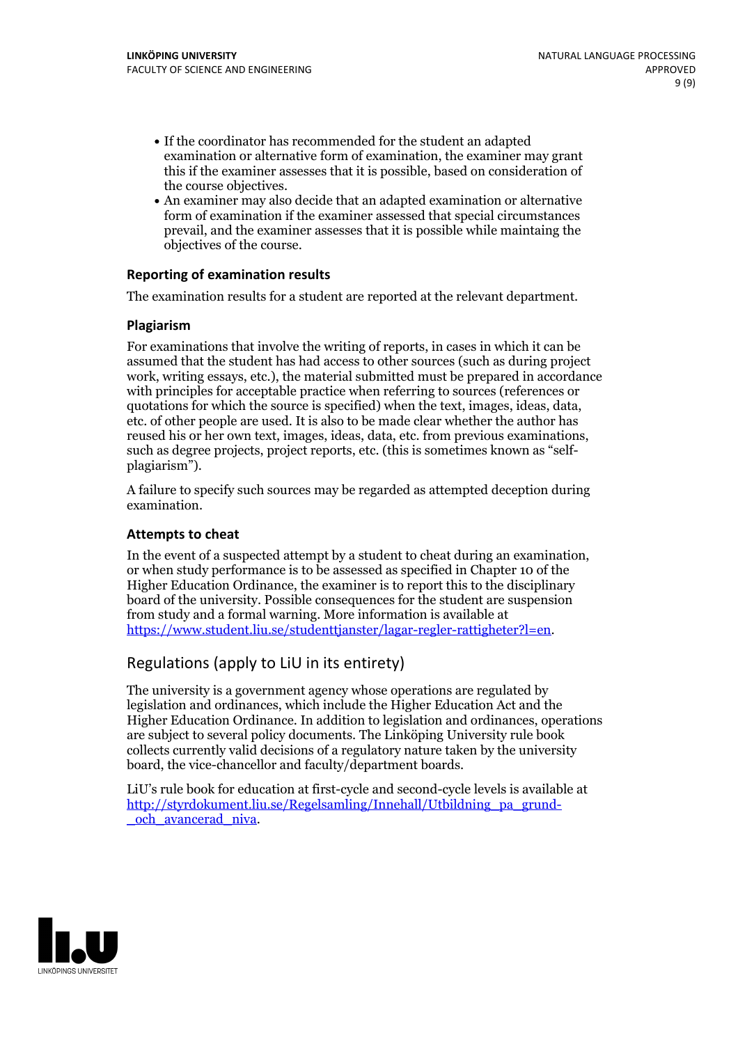- If the coordinator has recommended for the student an adapted examination or alternative form of examination, the examiner may grant this if the examiner assesses that it is possible, based on consideration of the course objectives.
- An examiner may also decide that an adapted examination or alternative form of examination if the examiner assessed that special circumstances prevail, and the examiner assesses that it is possible while maintaing the objectives of the course.

### Reporting of examination results

The examination results for a student are reported at the relevant department.

### Plagiarism

For examinations that involve the writing of reports, in cases in which it can be assumed that the student has had access to other sources (such as during project work, writing essays, etc.), the material submitted must be prepared in accordance with principles for acceptable practice when referring to sources (references or quotations for which the source is specified) when the text, images, ideas, data, etc. of other people are used. It is also to be made clear whether the author has reused his or her own text, images, ideas, data, etc. from previous examinations, such as degree projects, project reports, etc. (this is sometimes known as "self-plagiarism").

A failure to specify such sources may be regarded as attempted deception during examination.

### Attempts to cheat

In the event of a suspected attempt by a student to cheat during an examination, or when study performance is to be assessed as specified in Chapter 10 of the Higher Education Ordinance, the examiner is to report this to the disciplinary board of the university. Possible consequences for the student are suspension from study and a formal warning. More information is available at [https://www.student.liu.se/studenttjanster/lagar-regler-rattigheter?l=en](https://www.student.liu.se/studenttjanster/lagar-regler-rattigheter?l=en).

## Regulations (apply to LiU in its entirety)

The university is a government agency whose operations are regulated by legislation and ordinances, which include the Higher Education Act and the Higher Education Ordinance. In addition to legislation and ordinances, operations are subject to several policy documents. The Linköping University rule book collects currently valid decisions of a regulatory nature taken by the university board, the vice-chancellor and faculty/department boards.

LiU's rule book for education at first-cycle and second-cycle levels is available at [http://styrdokument.liu.se/Regelsamling/Innehall/Utbildning_pa_grund-_och_avancerad_niva](http://styrdokument.liu.se/Regelsamling/Innehall/Utbildning_pa_grund-_och_avancerad_niva).